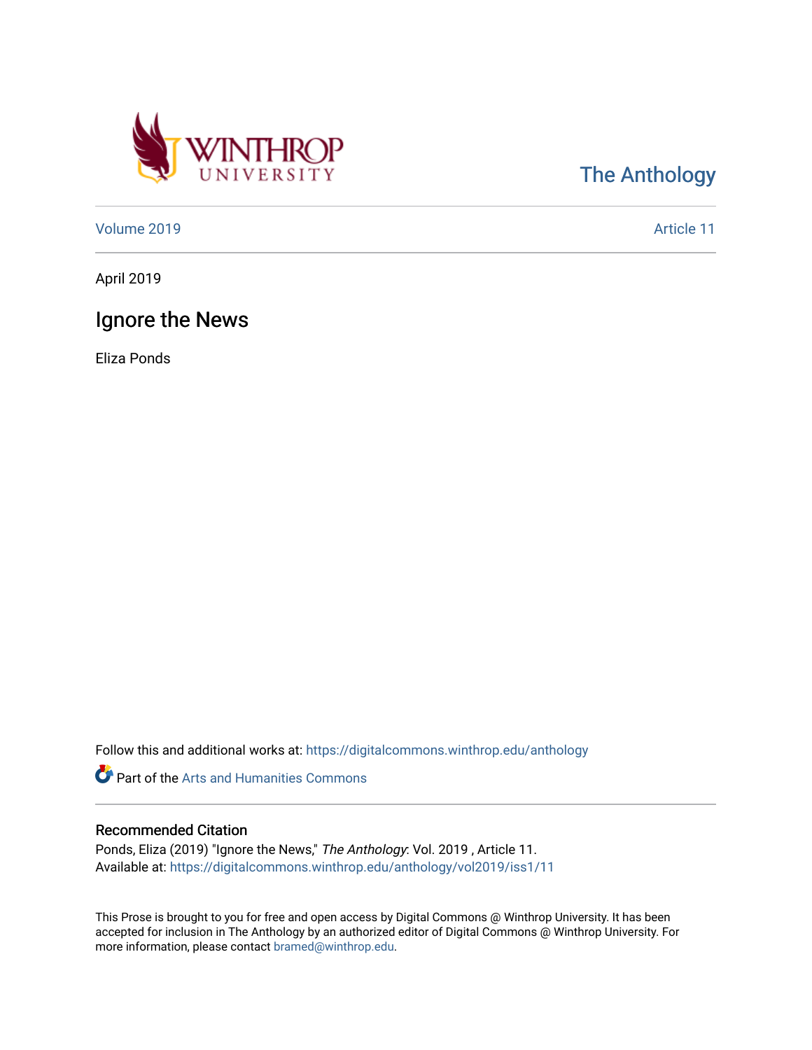The Anthology

Volume 2019 | Article 11

April 2019

# Ignore the News

Eliza Ponds

Follow this and additional works at: https://digitalcommons.winthrop.edu/anthology

Part of the Arts and Humanities Commons

## Recommended Citation

Ponds, Eliza (2019) "Ignore the News," *The Anthology*: Vol. 2019 , Article 11.
Available at: https://digitalcommons.winthrop.edu/anthology/vol2019/iss1/11

This Prose is brought to you for free and open access by Digital Commons @ Winthrop University. It has been accepted for inclusion in The Anthology by an authorized editor of Digital Commons @ Winthrop University. For more information, please contact bramed@winthrop.edu.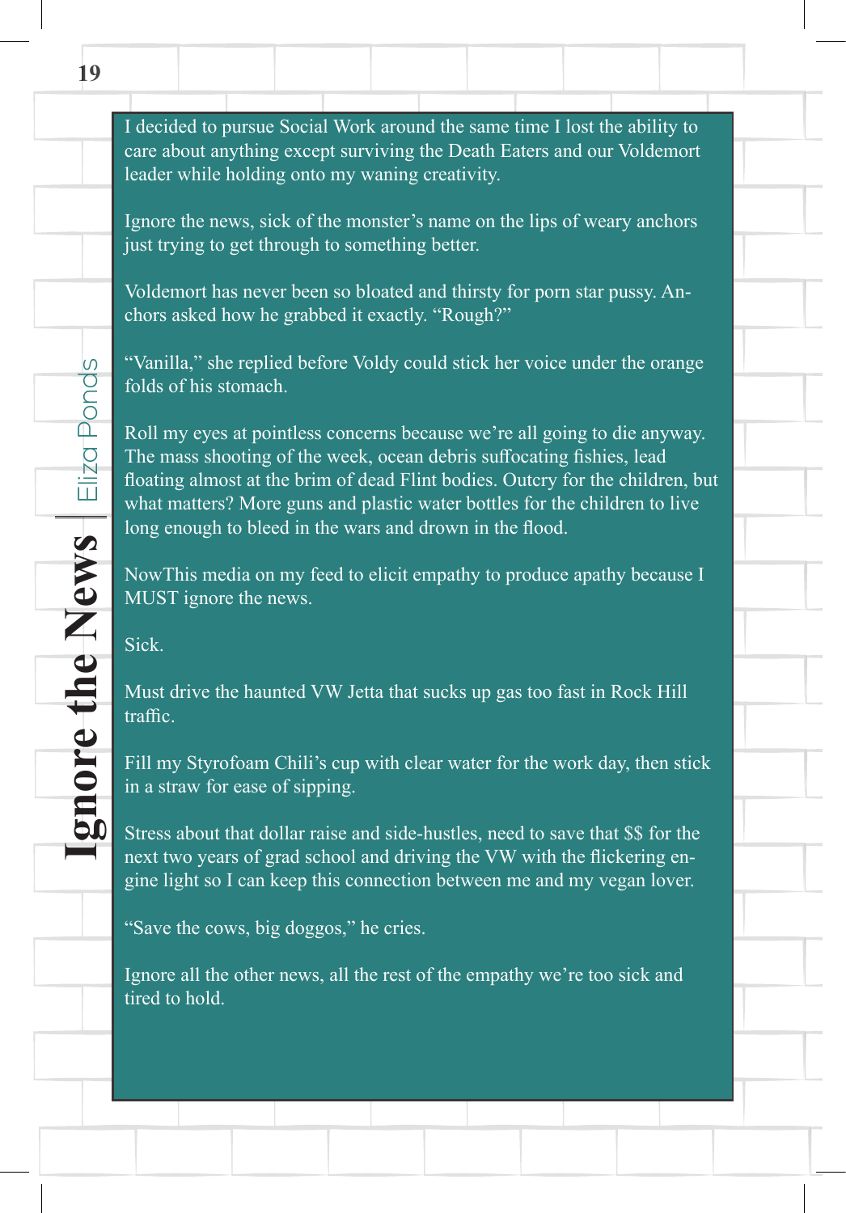# Ignore the News

Eliza Ponds

I decided to pursue Social Work around the same time I lost the ability to care about anything except surviving the Death Eaters and our Voldemort leader while holding onto my waning creativity.

Ignore the news, sick of the monster's name on the lips of weary anchors just trying to get through to something better.

Voldemort has never been so bloated and thirsty for porn star pussy. Anchors asked how he grabbed it exactly. "Rough?"

"Vanilla," she replied before Voldy could stick her voice under the orange folds of his stomach.

Roll my eyes at pointless concerns because we're all going to die anyway. The mass shooting of the week, ocean debris suffocating fishies, lead floating almost at the brim of dead Flint bodies. Outcry for the children, but what matters? More guns and plastic water bottles for the children to live long enough to bleed in the wars and drown in the flood.

NowThis media on my feed to elicit empathy to produce apathy because I MUST ignore the news.

Sick.

Must drive the haunted VW Jetta that sucks up gas too fast in Rock Hill traffic.

Fill my Styrofoam Chili's cup with clear water for the work day, then stick in a straw for ease of sipping.

Stress about that dollar raise and side-hustles, need to save that $$ for the next two years of grad school and driving the VW with the flickering engine light so I can keep this connection between me and my vegan lover.

"Save the cows, big doggos," he cries.

Ignore all the other news, all the rest of the empathy we're too sick and tired to hold.